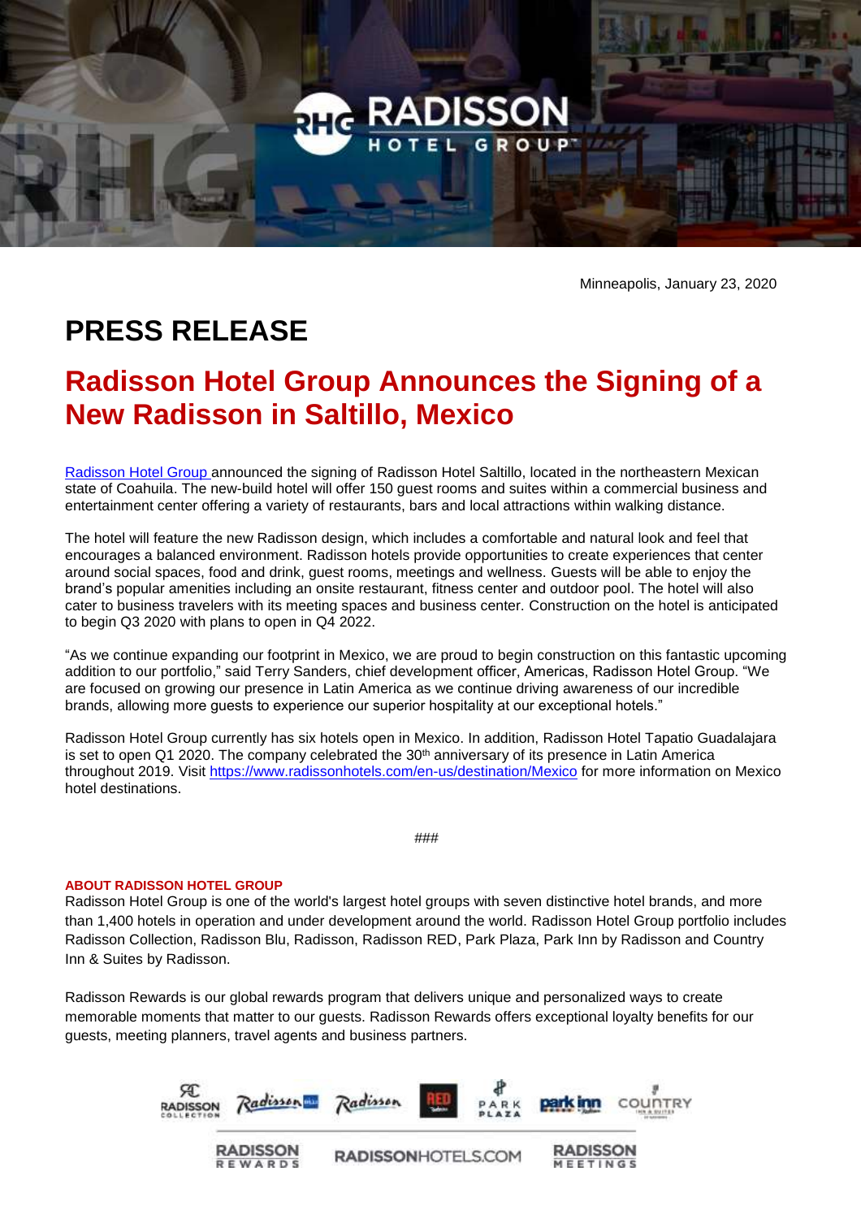Minneapolis, January 23, 2020

# PRESS RELEASE

## Radisson Hotel Group Announces the Signing of a New Radisson in Saltillo, Mexico

[Radisson Hotel Group](Radisson Hotel Group) announced the signing of Radisson Hotel Saltillo, located in the northeastern Mexican state of Coahuila. The new-build hotel will offer 150 guest rooms and suites within a commercial business and entertainment center offering a variety of restaurants, bars and local attractions within walking distance.

The hotel will feature the new Radisson design, which includes a comfortable and natural look and feel that encourages a balanced environment. Radisson hotels provide opportunities to create experiences that center around social spaces, food and drink, guest rooms, meetings and wellness. Guests will be able to enjoy the brand's popular amenities including an onsite restaurant, fitness center and outdoor pool. The hotel will also cater to business travelers with its meeting spaces and business center. Construction on the hotel is anticipated to begin Q3 2020 with plans to open in Q4 2022.

"As we continue expanding our footprint in Mexico, we are proud to begin construction on this fantastic upcoming addition to our portfolio," said Terry Sanders, chief development officer, Americas, Radisson Hotel Group. "We are focused on growing our presence in Latin America as we continue driving awareness of our incredible brands, allowing more guests to experience our superior hospitality at our exceptional hotels."

Radisson Hotel Group currently has six hotels open in Mexico. In addition, Radisson Hotel Tapatio Guadalajara is set to open Q1 2020. The company celebrated the 30th anniversary of its presence in Latin America throughout 2019. Visit https://www.radissonhotels.com/en-us/destination/Mexico for more information on Mexico hotel destinations.

###

**ABOUT RADISSON HOTEL GROUP**

Radisson Hotel Group is one of the world's largest hotel groups with seven distinctive hotel brands, and more than 1,400 hotels in operation and under development around the world. Radisson Hotel Group portfolio includes Radisson Collection, Radisson Blu, Radisson, Radisson RED, Park Plaza, Park Inn by Radisson and Country Inn & Suites by Radisson.

Radisson Rewards is our global rewards program that delivers unique and personalized ways to create memorable moments that matter to our guests. Radisson Rewards offers exceptional loyalty benefits for our guests, meeting planners, travel agents and business partners.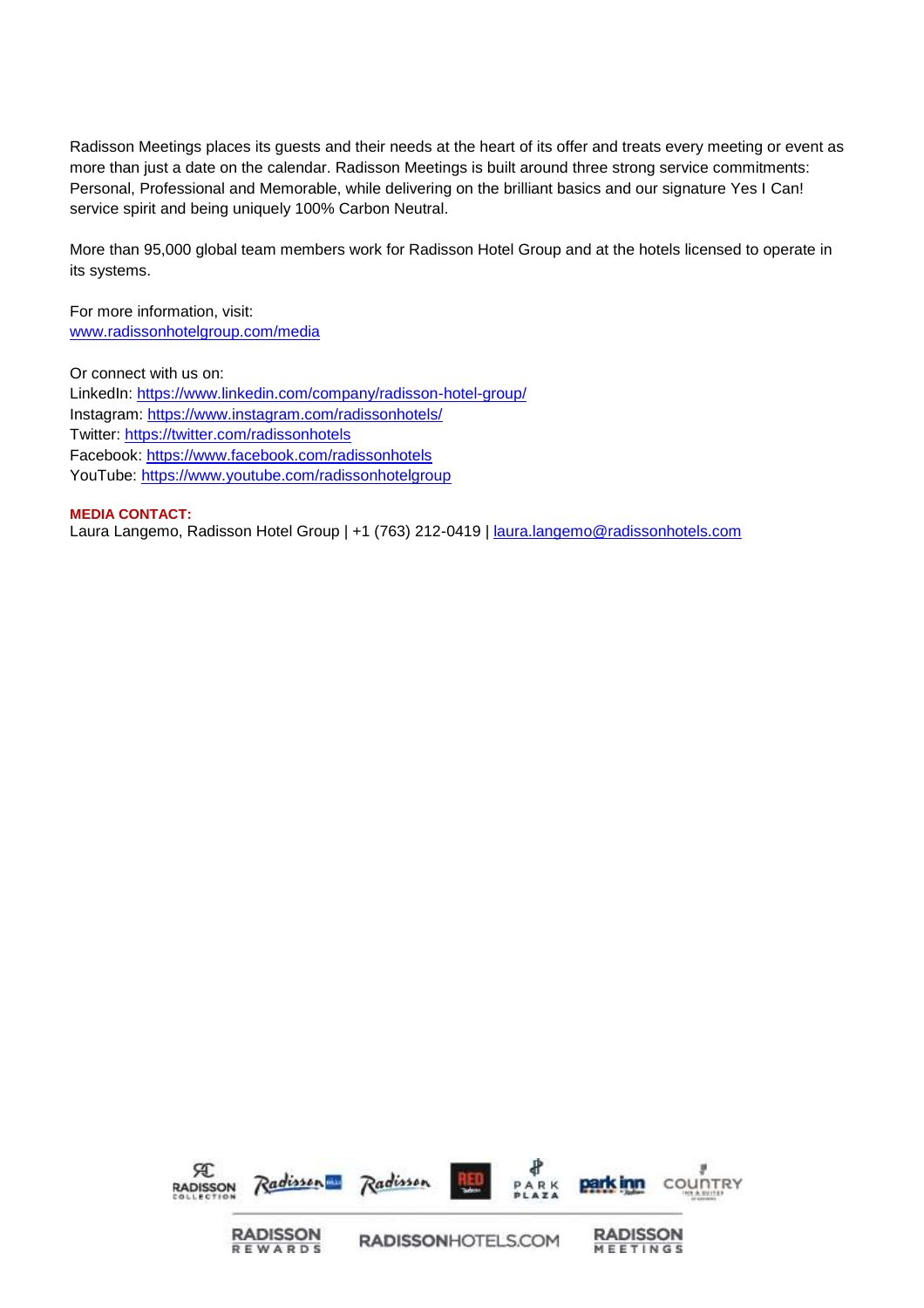Radisson Meetings places its guests and their needs at the heart of its offer and treats every meeting or event as more than just a date on the calendar. Radisson Meetings is built around three strong service commitments: Personal, Professional and Memorable, while delivering on the brilliant basics and our signature Yes I Can! service spirit and being uniquely 100% Carbon Neutral.

More than 95,000 global team members work for Radisson Hotel Group and at the hotels licensed to operate in its systems.

For more information, visit:
www.radissonhotelgroup.com/media

Or connect with us on:
LinkedIn: https://www.linkedin.com/company/radisson-hotel-group/
Instagram: https://www.instagram.com/radissonhotels/
Twitter: https://twitter.com/radissonhotels
Facebook: https://www.facebook.com/radissonhotels
YouTube: https://www.youtube.com/radissonhotelgroup

**MEDIA CONTACT:**
Laura Langemo, Radisson Hotel Group | +1 (763) 212-0419 | laura.langemo@radissonhotels.com